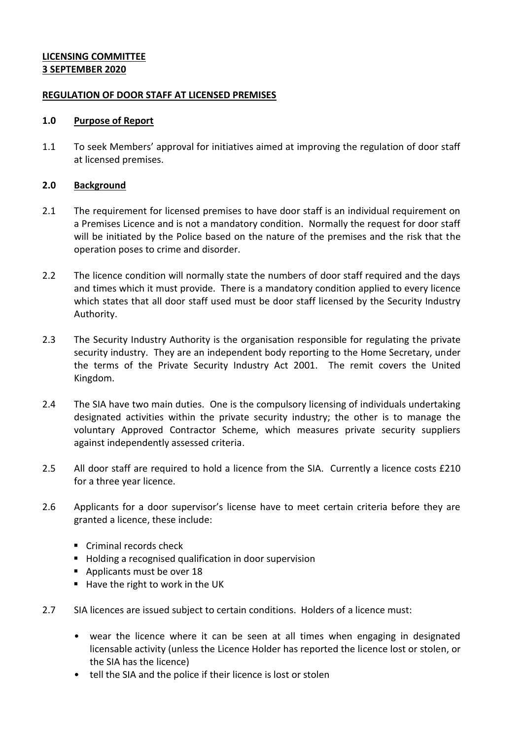**LICENSING COMMITTEE**
**3 SEPTEMBER 2020**

## REGULATION OF DOOR STAFF AT LICENSED PREMISES

### 1.0 Purpose of Report

1.1 To seek Members' approval for initiatives aimed at improving the regulation of door staff at licensed premises.

### 2.0 Background

2.1 The requirement for licensed premises to have door staff is an individual requirement on a Premises Licence and is not a mandatory condition. Normally the request for door staff will be initiated by the Police based on the nature of the premises and the risk that the operation poses to crime and disorder.

2.2 The licence condition will normally state the numbers of door staff required and the days and times which it must provide. There is a mandatory condition applied to every licence which states that all door staff used must be door staff licensed by the Security Industry Authority.

2.3 The Security Industry Authority is the organisation responsible for regulating the private security industry. They are an independent body reporting to the Home Secretary, under the terms of the Private Security Industry Act 2001. The remit covers the United Kingdom.

2.4 The SIA have two main duties. One is the compulsory licensing of individuals undertaking designated activities within the private security industry; the other is to manage the voluntary Approved Contractor Scheme, which measures private security suppliers against independently assessed criteria.

2.5 All door staff are required to hold a licence from the SIA. Currently a licence costs £210 for a three year licence.

2.6 Applicants for a door supervisor's license have to meet certain criteria before they are granted a licence, these include:

- Criminal records check
- Holding a recognised qualification in door supervision
- Applicants must be over 18
- Have the right to work in the UK

2.7 SIA licences are issued subject to certain conditions. Holders of a licence must:

- wear the licence where it can be seen at all times when engaging in designated licensable activity (unless the Licence Holder has reported the licence lost or stolen, or the SIA has the licence)
- tell the SIA and the police if their licence is lost or stolen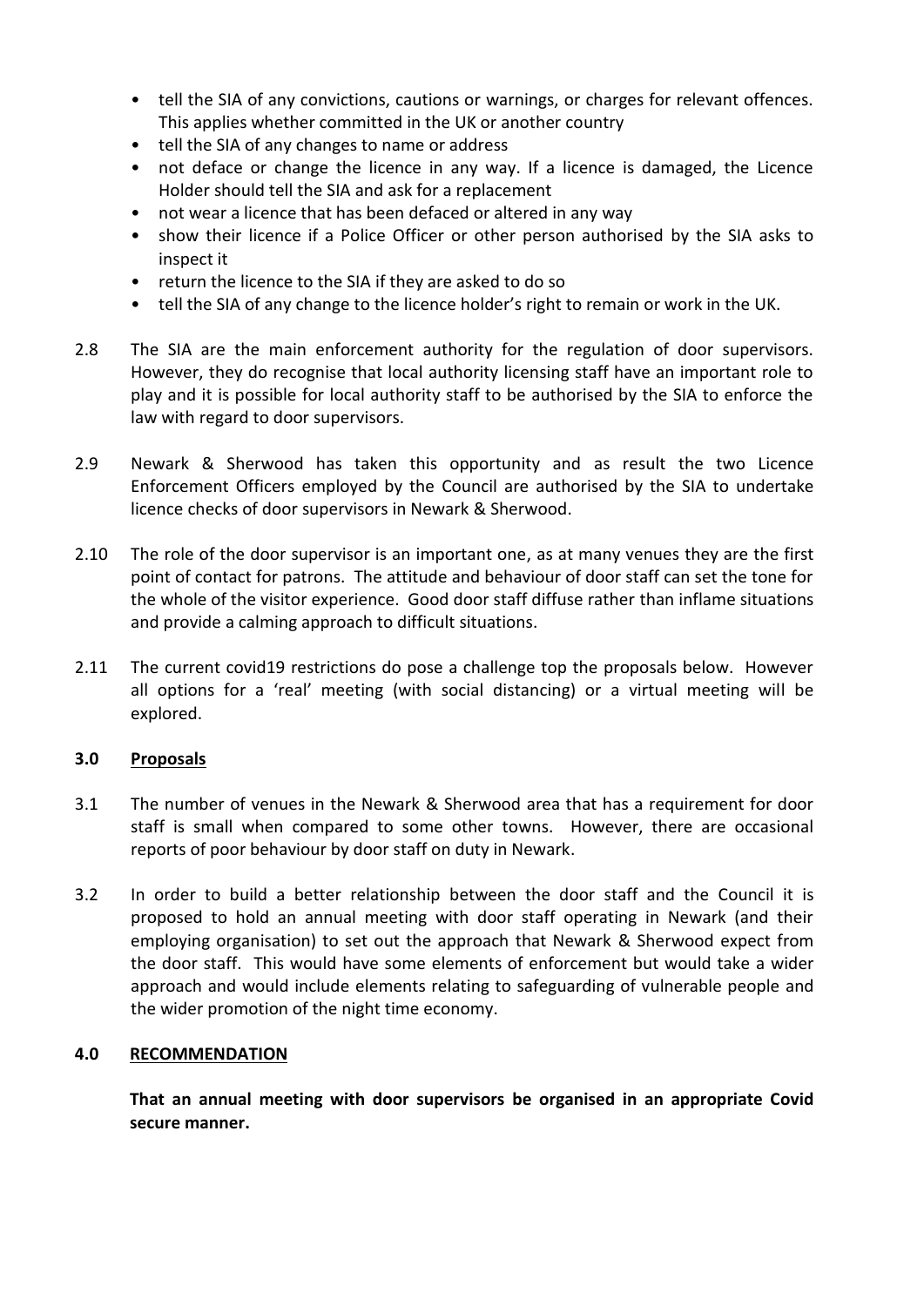- tell the SIA of any convictions, cautions or warnings, or charges for relevant offences. This applies whether committed in the UK or another country
- tell the SIA of any changes to name or address
- not deface or change the licence in any way. If a licence is damaged, the Licence Holder should tell the SIA and ask for a replacement
- not wear a licence that has been defaced or altered in any way
- show their licence if a Police Officer or other person authorised by the SIA asks to inspect it
- return the licence to the SIA if they are asked to do so
- tell the SIA of any change to the licence holder's right to remain or work in the UK.

2.8 The SIA are the main enforcement authority for the regulation of door supervisors. However, they do recognise that local authority licensing staff have an important role to play and it is possible for local authority staff to be authorised by the SIA to enforce the law with regard to door supervisors.

2.9 Newark & Sherwood has taken this opportunity and as result the two Licence Enforcement Officers employed by the Council are authorised by the SIA to undertake licence checks of door supervisors in Newark & Sherwood.

2.10 The role of the door supervisor is an important one, as at many venues they are the first point of contact for patrons. The attitude and behaviour of door staff can set the tone for the whole of the visitor experience. Good door staff diffuse rather than inflame situations and provide a calming approach to difficult situations.

2.11 The current covid19 restrictions do pose a challenge top the proposals below. However all options for a 'real' meeting (with social distancing) or a virtual meeting will be explored.

## 3.0 Proposals

3.1 The number of venues in the Newark & Sherwood area that has a requirement for door staff is small when compared to some other towns. However, there are occasional reports of poor behaviour by door staff on duty in Newark.

3.2 In order to build a better relationship between the door staff and the Council it is proposed to hold an annual meeting with door staff operating in Newark (and their employing organisation) to set out the approach that Newark & Sherwood expect from the door staff. This would have some elements of enforcement but would take a wider approach and would include elements relating to safeguarding of vulnerable people and the wider promotion of the night time economy.

## 4.0 RECOMMENDATION

**That an annual meeting with door supervisors be organised in an appropriate Covid secure manner.**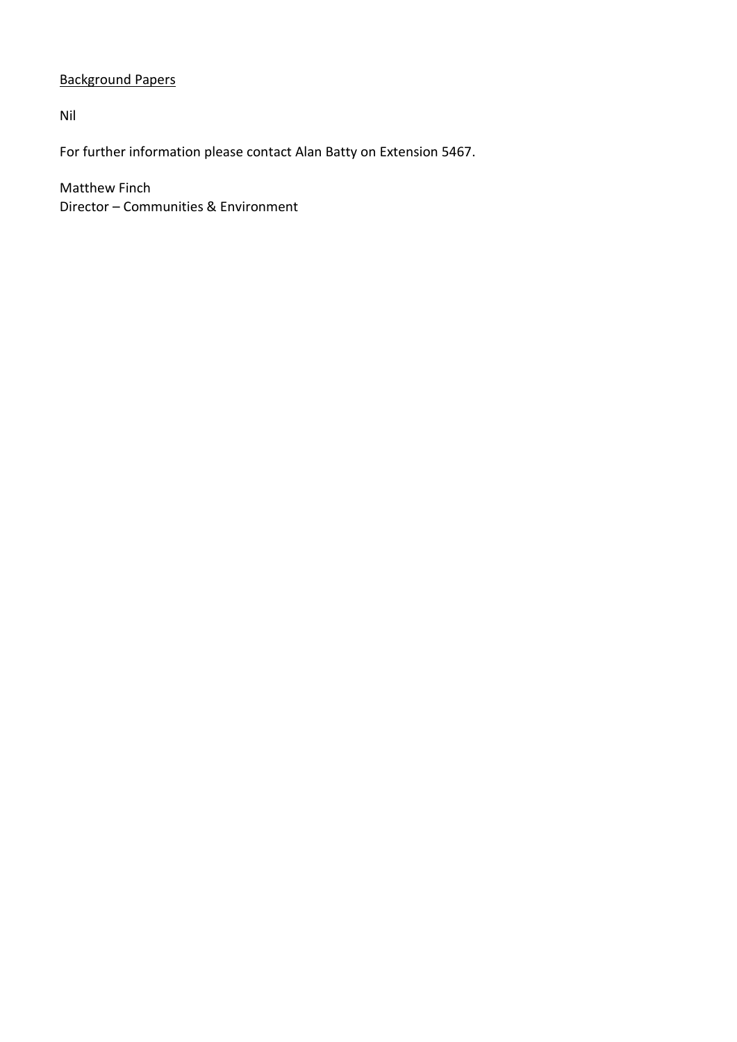Background Papers

Nil

For further information please contact Alan Batty on Extension 5467.

Matthew Finch
Director – Communities & Environment